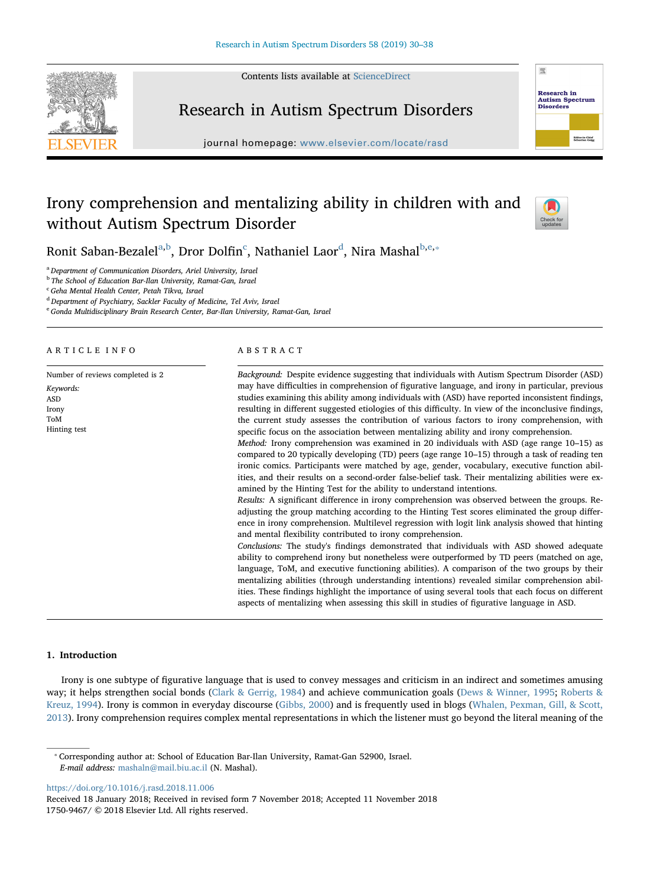# Irony comprehension and mentalizing ability in children with and without Autism Spectrum Disorder

Ronit Saban-Bezalel[a,b], Dror Dolfin[c], Nathaniel Laor[d], Nira Mashal[b,e,*]

[a] Department of Communication Disorders, Ariel University, Israel
[b] The School of Education Bar-Ilan University, Ramat-Gan, Israel
[c] Geha Mental Health Center, Petah Tikva, Israel
[d] Department of Psychiatry, Sackler Faculty of Medicine, Tel Aviv, Israel
[e] Gonda Multidisciplinary Brain Research Center, Bar-Ilan University, Ramat-Gan, Israel

## ARTICLE INFO

Number of reviews completed is 2

*Keywords:*
ASD
Irony
ToM
Hinting test

## ABSTRACT

*Background:* Despite evidence suggesting that individuals with Autism Spectrum Disorder (ASD) may have difficulties in comprehension of figurative language, and irony in particular, previous studies examining this ability among individuals with (ASD) have reported inconsistent findings, resulting in different suggested etiologies of this difficulty. In view of the inconclusive findings, the current study assesses the contribution of various factors to irony comprehension, with specific focus on the association between mentalizing ability and irony comprehension.

*Method:* Irony comprehension was examined in 20 individuals with ASD (age range 10–15) as compared to 20 typically developing (TD) peers (age range 10–15) through a task of reading ten ironic comics. Participants were matched by age, gender, vocabulary, executive function abilities, and their results on a second-order false-belief task. Their mentalizing abilities were examined by the Hinting Test for the ability to understand intentions.

*Results:* A significant difference in irony comprehension was observed between the groups. Readjusting the group matching according to the Hinting Test scores eliminated the group difference in irony comprehension. Multilevel regression with logit link analysis showed that hinting and mental flexibility contributed to irony comprehension.

*Conclusions:* The study's findings demonstrated that individuals with ASD showed adequate ability to comprehend irony but nonetheless were outperformed by TD peers (matched on age, language, ToM, and executive functioning abilities). A comparison of the two groups by their mentalizing abilities (through understanding intentions) revealed similar comprehension abilities. These findings highlight the importance of using several tools that each focus on different aspects of mentalizing when assessing this skill in studies of figurative language in ASD.

## 1. Introduction

Irony is one subtype of figurative language that is used to convey messages and criticism in an indirect and sometimes amusing way; it helps strengthen social bonds (Clark & Gerrig, 1984) and achieve communication goals (Dews & Winner, 1995; Roberts & Kreuz, 1994). Irony is common in everyday discourse (Gibbs, 2000) and is frequently used in blogs (Whalen, Pexman, Gill, & Scott, 2013). Irony comprehension requires complex mental representations in which the listener must go beyond the literal meaning of the

* Corresponding author at: School of Education Bar-Ilan University, Ramat-Gan 52900, Israel.
*E-mail address:* mashaln@mail.biu.ac.il (N. Mashal).

https://doi.org/10.1016/j.rasd.2018.11.006
Received 18 January 2018; Received in revised form 7 November 2018; Accepted 11 November 2018
1750-9467/ © 2018 Elsevier Ltd. All rights reserved.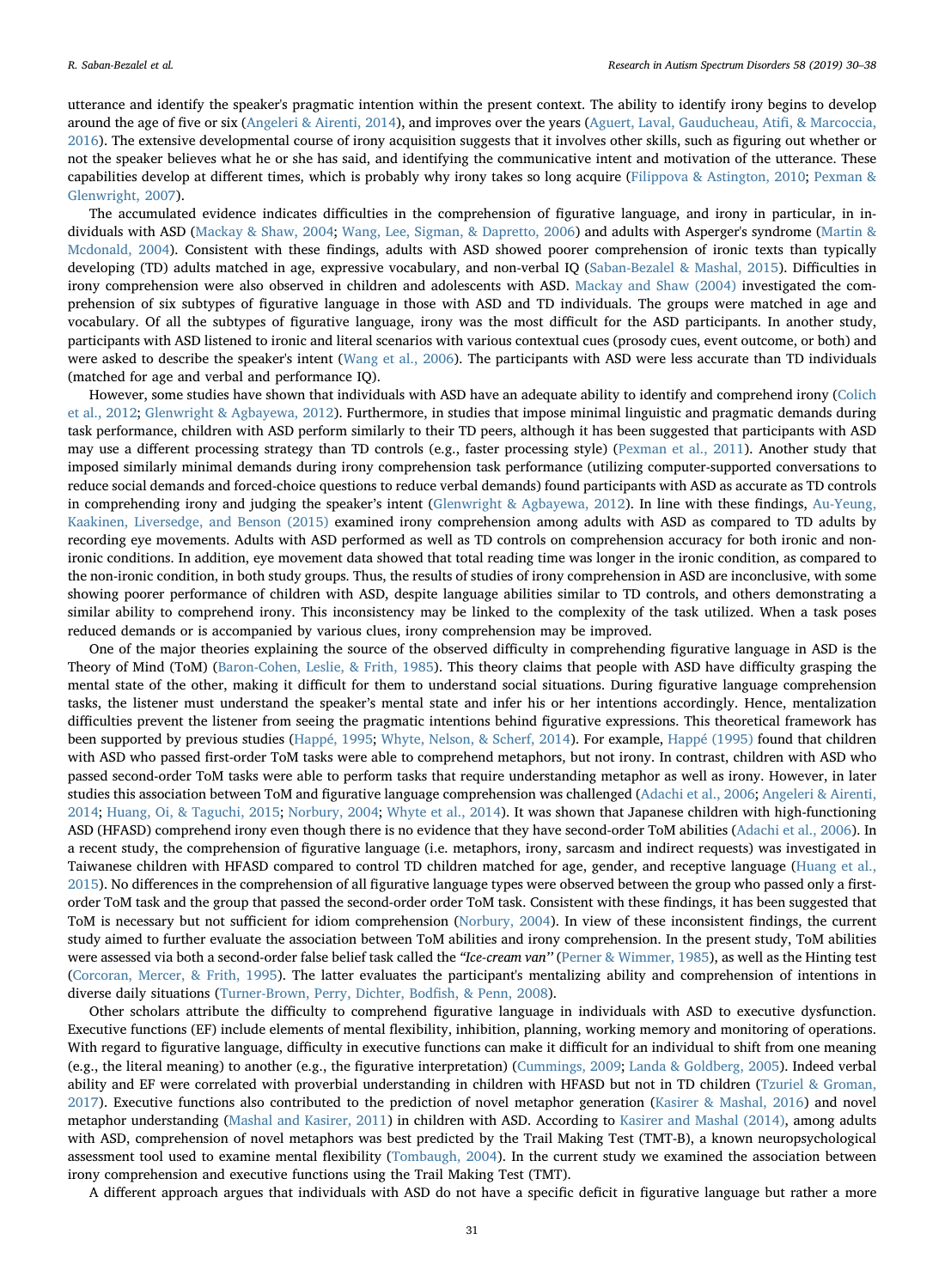utterance and identify the speaker's pragmatic intention within the present context. The ability to identify irony begins to develop around the age of five or six (Angeleri & Airenti, 2014), and improves over the years (Aguert, Laval, Gauducheau, Atifi, & Marcoccia, 2016). The extensive developmental course of irony acquisition suggests that it involves other skills, such as figuring out whether or not the speaker believes what he or she has said, and identifying the communicative intent and motivation of the utterance. These capabilities develop at different times, which is probably why irony takes so long acquire (Filippova & Astington, 2010; Pexman & Glenwright, 2007).

The accumulated evidence indicates difficulties in the comprehension of figurative language, and irony in particular, in individuals with ASD (Mackay & Shaw, 2004; Wang, Lee, Sigman, & Dapretto, 2006) and adults with Asperger's syndrome (Martin & Mcdonald, 2004). Consistent with these findings, adults with ASD showed poorer comprehension of ironic texts than typically developing (TD) adults matched in age, expressive vocabulary, and non-verbal IQ (Saban-Bezalel & Mashal, 2015). Difficulties in irony comprehension were also observed in children and adolescents with ASD. Mackay and Shaw (2004) investigated the comprehension of six subtypes of figurative language in those with ASD and TD individuals. The groups were matched in age and vocabulary. Of all the subtypes of figurative language, irony was the most difficult for the ASD participants. In another study, participants with ASD listened to ironic and literal scenarios with various contextual cues (prosody cues, event outcome, or both) and were asked to describe the speaker's intent (Wang et al., 2006). The participants with ASD were less accurate than TD individuals (matched for age and verbal and performance IQ).

However, some studies have shown that individuals with ASD have an adequate ability to identify and comprehend irony (Colich et al., 2012; Glenwright & Agbayewa, 2012). Furthermore, in studies that impose minimal linguistic and pragmatic demands during task performance, children with ASD perform similarly to their TD peers, although it has been suggested that participants with ASD may use a different processing strategy than TD controls (e.g., faster processing style) (Pexman et al., 2011). Another study that imposed similarly minimal demands during irony comprehension task performance (utilizing computer-supported conversations to reduce social demands and forced-choice questions to reduce verbal demands) found participants with ASD as accurate as TD controls in comprehending irony and judging the speaker's intent (Glenwright & Agbayewa, 2012). In line with these findings, Au-Yeung, Kaakinen, Liversedge, and Benson (2015) examined irony comprehension among adults with ASD as compared to TD adults by recording eye movements. Adults with ASD performed as well as TD controls on comprehension accuracy for both ironic and non-ironic conditions. In addition, eye movement data showed that total reading time was longer in the ironic condition, as compared to the non-ironic condition, in both study groups. Thus, the results of studies of irony comprehension in ASD are inconclusive, with some showing poorer performance of children with ASD, despite language abilities similar to TD controls, and others demonstrating a similar ability to comprehend irony. This inconsistency may be linked to the complexity of the task utilized. When a task poses reduced demands or is accompanied by various clues, irony comprehension may be improved.

One of the major theories explaining the source of the observed difficulty in comprehending figurative language in ASD is the Theory of Mind (ToM) (Baron-Cohen, Leslie, & Frith, 1985). This theory claims that people with ASD have difficulty grasping the mental state of the other, making it difficult for them to understand social situations. During figurative language comprehension tasks, the listener must understand the speaker's mental state and infer his or her intentions accordingly. Hence, mentalization difficulties prevent the listener from seeing the pragmatic intentions behind figurative expressions. This theoretical framework has been supported by previous studies (Happé, 1995; Whyte, Nelson, & Scherf, 2014). For example, Happé (1995) found that children with ASD who passed first-order ToM tasks were able to comprehend metaphors, but not irony. In contrast, children with ASD who passed second-order ToM tasks were able to perform tasks that require understanding metaphor as well as irony. However, in later studies this association between ToM and figurative language comprehension was challenged (Adachi et al., 2006; Angeleri & Airenti, 2014; Huang, Oi, & Taguchi, 2015; Norbury, 2004; Whyte et al., 2014). It was shown that Japanese children with high-functioning ASD (HFASD) comprehend irony even though there is no evidence that they have second-order ToM abilities (Adachi et al., 2006). In a recent study, the comprehension of figurative language (i.e. metaphors, irony, sarcasm and indirect requests) was investigated in Taiwanese children with HFASD compared to control TD children matched for age, gender, and receptive language (Huang et al., 2015). No differences in the comprehension of all figurative language types were observed between the group who passed only a first-order ToM task and the group that passed the second-order order ToM task. Consistent with these findings, it has been suggested that ToM is necessary but not sufficient for idiom comprehension (Norbury, 2004). In view of these inconsistent findings, the current study aimed to further evaluate the association between ToM abilities and irony comprehension. In the present study, ToM abilities were assessed via both a second-order false belief task called the *"Ice-cream van"* (Perner & Wimmer, 1985), as well as the Hinting test (Corcoran, Mercer, & Frith, 1995). The latter evaluates the participant's mentalizing ability and comprehension of intentions in diverse daily situations (Turner-Brown, Perry, Dichter, Bodfish, & Penn, 2008).

Other scholars attribute the difficulty to comprehend figurative language in individuals with ASD to executive dysfunction. Executive functions (EF) include elements of mental flexibility, inhibition, planning, working memory and monitoring of operations. With regard to figurative language, difficulty in executive functions can make it difficult for an individual to shift from one meaning (e.g., the literal meaning) to another (e.g., the figurative interpretation) (Cummings, 2009; Landa & Goldberg, 2005). Indeed verbal ability and EF were correlated with proverbial understanding in children with HFASD but not in TD children (Tzuriel & Groman, 2017). Executive functions also contributed to the prediction of novel metaphor generation (Kasirer & Mashal, 2016) and novel metaphor understanding (Mashal and Kasirer, 2011) in children with ASD. According to Kasirer and Mashal (2014), among adults with ASD, comprehension of novel metaphors was best predicted by the Trail Making Test (TMT-B), a known neuropsychological assessment tool used to examine mental flexibility (Tombaugh, 2004). In the current study we examined the association between irony comprehension and executive functions using the Trail Making Test (TMT).

A different approach argues that individuals with ASD do not have a specific deficit in figurative language but rather a more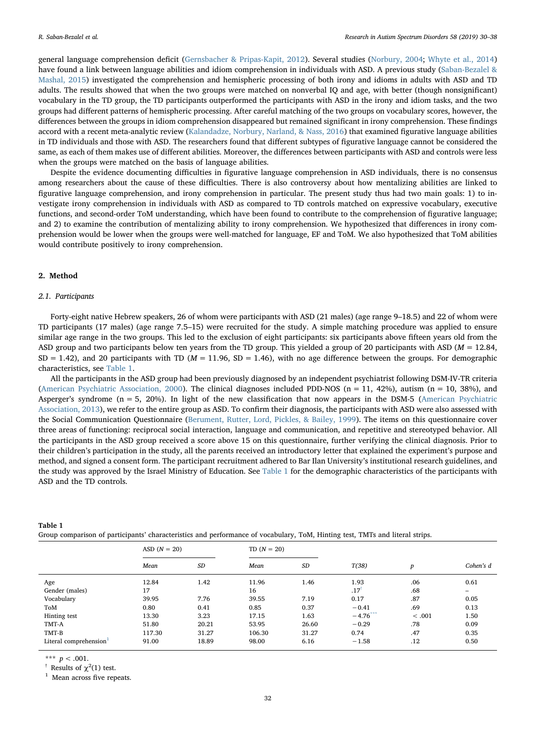general language comprehension deficit (Gernsbacher & Pripas-Kapit, 2012). Several studies (Norbury, 2004; Whyte et al., 2014) have found a link between language abilities and idiom comprehension in individuals with ASD. A previous study (Saban-Bezalel & Mashal, 2015) investigated the comprehension and hemispheric processing of both irony and idioms in adults with ASD and TD adults. The results showed that when the two groups were matched on nonverbal IQ and age, with better (though nonsignificant) vocabulary in the TD group, the TD participants outperformed the participants with ASD in the irony and idiom tasks, and the two groups had different patterns of hemispheric processing. After careful matching of the two groups on vocabulary scores, however, the differences between the groups in idiom comprehension disappeared but remained significant in irony comprehension. These findings accord with a recent meta-analytic review (Kalandadze, Norbury, Narland, & Nass, 2016) that examined figurative language abilities in TD individuals and those with ASD. The researchers found that different subtypes of figurative language cannot be considered the same, as each of them makes use of different abilities. Moreover, the differences between participants with ASD and controls were less when the groups were matched on the basis of language abilities.

Despite the evidence documenting difficulties in figurative language comprehension in ASD individuals, there is no consensus among researchers about the cause of these difficulties. There is also controversy about how mentalizing abilities are linked to figurative language comprehension, and irony comprehension in particular. The present study thus had two main goals: 1) to investigate irony comprehension in individuals with ASD as compared to TD controls matched on expressive vocabulary, executive functions, and second-order ToM understanding, which have been found to contribute to the comprehension of figurative language; and 2) to examine the contribution of mentalizing ability to irony comprehension. We hypothesized that differences in irony comprehension would be lower when the groups were well-matched for language, EF and ToM. We also hypothesized that ToM abilities would contribute positively to irony comprehension.

## 2. Method

### 2.1. Participants

Forty-eight native Hebrew speakers, 26 of whom were participants with ASD (21 males) (age range 9–18.5) and 22 of whom were TD participants (17 males) (age range 7.5–15) were recruited for the study. A simple matching procedure was applied to ensure similar age range in the two groups. This led to the exclusion of eight participants: six participants above fifteen years old from the ASD group and two participants below ten years from the TD group. This yielded a group of 20 participants with ASD ($M = 12.84$, $SD = 1.42$), and 20 participants with TD ($M = 11.96$, $SD = 1.46$), with no age difference between the groups. For demographic characteristics, see Table 1.

All the participants in the ASD group had been previously diagnosed by an independent psychiatrist following DSM-IV-TR criteria (American Psychiatric Association, 2000). The clinical diagnoses included PDD-NOS (n = 11, 42%), autism (n = 10, 38%), and Asperger's syndrome (n = 5, 20%). In light of the new classification that now appears in the DSM-5 (American Psychiatric Association, 2013), we refer to the entire group as ASD. To confirm their diagnosis, the participants with ASD were also assessed with the Social Communication Questionnaire (Berument, Rutter, Lord, Pickles, & Bailey, 1999). The items on this questionnaire cover three areas of functioning: reciprocal social interaction, language and communication, and repetitive and stereotyped behavior. All the participants in the ASD group received a score above 15 on this questionnaire, further verifying the clinical diagnosis. Prior to their children's participation in the study, all the parents received an introductory letter that explained the experiment's purpose and method, and signed a consent form. The participant recruitment adhered to Bar Ilan University's institutional research guidelines, and the study was approved by the Israel Ministry of Education. See Table 1 for the demographic characteristics of the participants with ASD and the TD controls.

**Table 1**
Group comparison of participants' characteristics and performance of vocabulary, ToM, Hinting test, TMTs and literal strips.

| | ASD ($N = 20$) | | TD ($N = 20$) | | | | |
|---|---|---|---|---|---|---|---|
| | *Mean* | *SD* | *Mean* | *SD* | *T(38)* | *p* | *Cohen's d* |
| Age | 12.84 | 1.42 | 11.96 | 1.46 | 1.93 | .06 | 0.61 |
| Gender (males) | 17 | | 16 | | .17[!] | .68 | – |
| Vocabulary | 39.95 | 7.76 | 39.55 | 7.19 | 0.17 | .87 | 0.05 |
| ToM | 0.80 | 0.41 | 0.85 | 0.37 | −0.41 | .69 | 0.13 |
| Hinting test | 13.30 | 3.23 | 17.15 | 1.63 | −4.76*** | < .001 | 1.50 |
| TMT-A | 51.80 | 20.21 | 53.95 | 26.60 | −0.29 | .78 | 0.09 |
| TMT-B | 117.30 | 31.27 | 106.30 | 31.27 | 0.74 | .47 | 0.35 |
| Literal comprehension[1] | 91.00 | 18.89 | 98.00 | 6.16 | −1.58 | .12 | 0.50 |

*** $p < .001$.

[!] Results of $\chi^2(1)$ test.

[1] Mean across five repeats.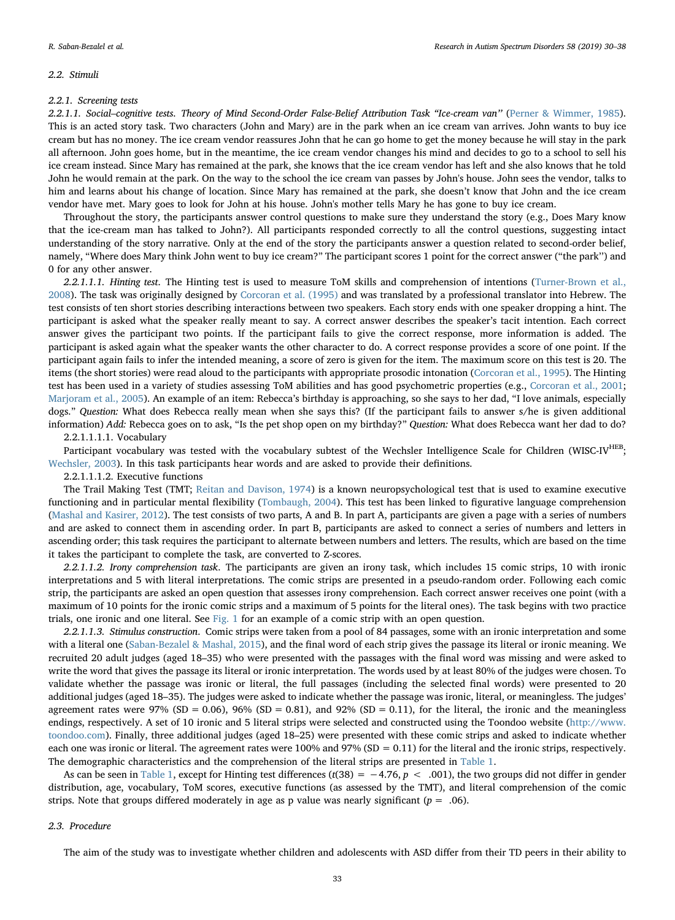### 2.2. Stimuli

#### 2.2.1. Screening tests

*2.2.1.1. Social–cognitive tests. Theory of Mind Second-Order False-Belief Attribution Task "Ice-cream van"* (Perner & Wimmer, 1985). This is an acted story task. Two characters (John and Mary) are in the park when an ice cream van arrives. John wants to buy ice cream but has no money. The ice cream vendor reassures John that he can go home to get the money because he will stay in the park all afternoon. John goes home, but in the meantime, the ice cream vendor changes his mind and decides to go to a school to sell his ice cream instead. Since Mary has remained at the park, she knows that the ice cream vendor has left and she also knows that he told John he would remain at the park. On the way to the school the ice cream van passes by John's house. John sees the vendor, talks to him and learns about his change of location. Since Mary has remained at the park, she doesn't know that John and the ice cream vendor have met. Mary goes to look for John at his house. John's mother tells Mary he has gone to buy ice cream.

Throughout the story, the participants answer control questions to make sure they understand the story (e.g., Does Mary know that the ice-cream man has talked to John?). All participants responded correctly to all the control questions, suggesting intact understanding of the story narrative. Only at the end of the story the participants answer a question related to second-order belief, namely, "Where does Mary think John went to buy ice cream?" The participant scores 1 point for the correct answer ("the park") and 0 for any other answer.

*2.2.1.1.1. Hinting test*. The Hinting test is used to measure ToM skills and comprehension of intentions (Turner-Brown et al., 2008). The task was originally designed by Corcoran et al. (1995) and was translated by a professional translator into Hebrew. The test consists of ten short stories describing interactions between two speakers. Each story ends with one speaker dropping a hint. The participant is asked what the speaker really meant to say. A correct answer describes the speaker's tacit intention. Each correct answer gives the participant two points. If the participant fails to give the correct response, more information is added. The participant is asked again what the speaker wants the other character to do. A correct response provides a score of one point. If the participant again fails to infer the intended meaning, a score of zero is given for the item. The maximum score on this test is 20. The items (the short stories) were read aloud to the participants with appropriate prosodic intonation (Corcoran et al., 1995). The Hinting test has been used in a variety of studies assessing ToM abilities and has good psychometric properties (e.g., Corcoran et al., 2001; Marjoram et al., 2005). An example of an item: Rebecca's birthday is approaching, so she says to her dad, "I love animals, especially dogs." *Question:* What does Rebecca really mean when she says this? (If the participant fails to answer s/he is given additional information) *Add:* Rebecca goes on to ask, "Is the pet shop open on my birthday?" *Question:* What does Rebecca want her dad to do?

2.2.1.1.1.1. Vocabulary

Participant vocabulary was tested with the vocabulary subtest of the Wechsler Intelligence Scale for Children (WISC-IV$^{HEB}$; Wechsler, 2003). In this task participants hear words and are asked to provide their definitions.

2.2.1.1.1.2. Executive functions

The Trail Making Test (TMT; Reitan and Davison, 1974) is a known neuropsychological test that is used to examine executive functioning and in particular mental flexibility (Tombaugh, 2004). This test has been linked to figurative language comprehension (Mashal and Kasirer, 2012). The test consists of two parts, A and B. In part A, participants are given a page with a series of numbers and are asked to connect them in ascending order. In part B, participants are asked to connect a series of numbers and letters in ascending order; this task requires the participant to alternate between numbers and letters. The results, which are based on the time it takes the participant to complete the task, are converted to Z-scores.

*2.2.1.1.2. Irony comprehension task*. The participants are given an irony task, which includes 15 comic strips, 10 with ironic interpretations and 5 with literal interpretations. The comic strips are presented in a pseudo-random order. Following each comic strip, the participants are asked an open question that assesses irony comprehension. Each correct answer receives one point (with a maximum of 10 points for the ironic comic strips and a maximum of 5 points for the literal ones). The task begins with two practice trials, one ironic and one literal. See Fig. 1 for an example of a comic strip with an open question.

*2.2.1.1.3. Stimulus construction*. Comic strips were taken from a pool of 84 passages, some with an ironic interpretation and some with a literal one (Saban-Bezalel & Mashal, 2015), and the final word of each strip gives the passage its literal or ironic meaning. We recruited 20 adult judges (aged 18–35) who were presented with the passages with the final word was missing and were asked to write the word that gives the passage its literal or ironic interpretation. The words used by at least 80% of the judges were chosen. To validate whether the passage was ironic or literal, the full passages (including the selected final words) were presented to 20 additional judges (aged 18–35). The judges were asked to indicate whether the passage was ironic, literal, or meaningless. The judges' agreement rates were 97% (SD = 0.06), 96% (SD = 0.81), and 92% (SD = 0.11), for the literal, the ironic and the meaningless endings, respectively. A set of 10 ironic and 5 literal strips were selected and constructed using the Toondoo website (http://www.toondoo.com). Finally, three additional judges (aged 18–25) were presented with these comic strips and asked to indicate whether each one was ironic or literal. The agreement rates were 100% and 97% (SD = 0.11) for the literal and the ironic strips, respectively. The demographic characteristics and the comprehension of the literal strips are presented in Table 1.

As can be seen in Table 1, except for Hinting test differences ($t(38) = -4.76$, $p < .001$), the two groups did not differ in gender distribution, age, vocabulary, ToM scores, executive functions (as assessed by the TMT), and literal comprehension of the comic strips. Note that groups differed moderately in age as p value was nearly significant ($p = .06$).

### 2.3. Procedure

The aim of the study was to investigate whether children and adolescents with ASD differ from their TD peers in their ability to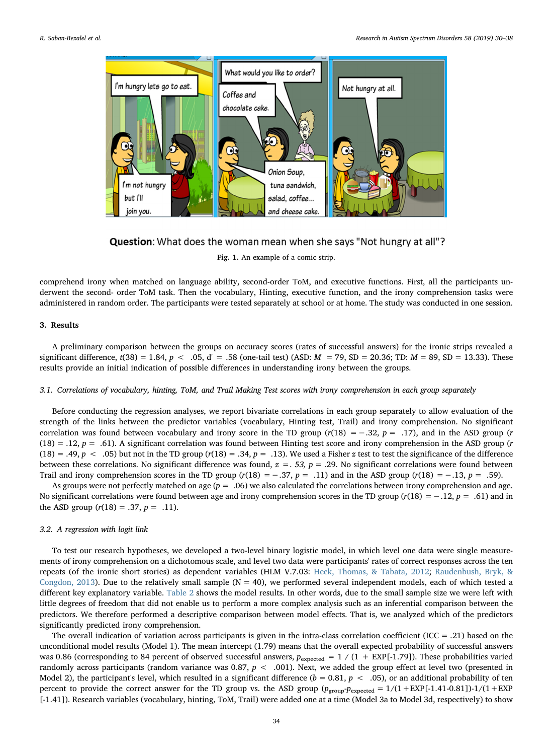**Question**: What does the woman mean when she says "Not hungry at all"?

**Fig. 1.** An example of a comic strip.

comprehend irony when matched on language ability, second-order ToM, and executive functions. First, all the participants underwent the second- order ToM task. Then the vocabulary, Hinting, executive function, and the irony comprehension tasks were administered in random order. The participants were tested separately at school or at home. The study was conducted in one session.

## 3. Results

A preliminary comparison between the groups on accuracy scores (rates of successful answers) for the ironic strips revealed a significant difference, $t(38) = 1.84$, $p < .05$, d' = .58 (one-tail test) (ASD: $M = 79$, SD = 20.36; TD: $M = 89$, SD = 13.33). These results provide an initial indication of possible differences in understanding irony between the groups.

### 3.1. Correlations of vocabulary, hinting, ToM, and Trail Making Test scores with irony comprehension in each group separately

Before conducting the regression analyses, we report bivariate correlations in each group separately to allow evaluation of the strength of the links between the predictor variables (vocabulary, Hinting test, Trail) and irony comprehension. No significant correlation was found between vocabulary and irony score in the TD group ($r(18) = -.32$, $p = .17$), and in the ASD group ($r(18) = .12$, $p = .61$). A significant correlation was found between Hinting test score and irony comprehension in the ASD group ($r(18) = .49$, $p < .05$) but not in the TD group ($r(18) = .34$, $p = .13$). We used a Fisher $z$ test to test the significance of the difference between these correlations. No significant difference was found, $z = .53$, $p = .29$. No significant correlations were found between Trail and irony comprehension scores in the TD group ($r(18) = -.37$, $p = .11$) and in the ASD group ($r(18) = -.13$, $p = .59$).

As groups were not perfectly matched on age ($p = .06$) we also calculated the correlations between irony comprehension and age. No significant correlations were found between age and irony comprehension scores in the TD group ($r(18) = -.12$, $p = .61$) and in the ASD group ($r(18) = .37$, $p = .11$).

### 3.2. A regression with logit link

To test our research hypotheses, we developed a two-level binary logistic model, in which level one data were single measurements of irony comprehension on a dichotomous scale, and level two data were participants' rates of correct responses across the ten repeats (of the ironic short stories) as dependent variables (HLM V.7.03: Heck, Thomas, & Tabata, 2012; Raudenbush, Bryk, & Congdon, 2013). Due to the relatively small sample (N = 40), we performed several independent models, each of which tested a different key explanatory variable. Table 2 shows the model results. In other words, due to the small sample size we were left with little degrees of freedom that did not enable us to perform a more complex analysis such as an inferential comparison between the predictors. We therefore performed a descriptive comparison between model effects. That is, we analyzed which of the predictors significantly predicted irony comprehension.

The overall indication of variation across participants is given in the intra-class correlation coefficient (ICC = .21) based on the unconditional model results (Model 1). The mean intercept (1.79) means that the overall expected probability of successful answers was 0.86 (corresponding to 84 percent of observed successful answers, $p_{\text{expected}} = 1 / (1 + \text{EXP}[-1.79])$. These probabilities varied randomly across participants (random variance was 0.87, $p < .001$). Next, we added the group effect at level two (presented in Model 2), the participant's level, which resulted in a significant difference ($b = 0.81$, $p < .05$), or an additional probability of ten percent to provide the correct answer for the TD group vs. the ASD group ($p_{\text{group}}\text{-}p_{\text{expected}} = 1/(1+\text{EXP}[-1.41\text{-}0.81])\text{-}1/(1+\text{EXP}[-1.41])$. Research variables (vocabulary, hinting, ToM, Trail) were added one at a time (Model 3a to Model 3d, respectively) to show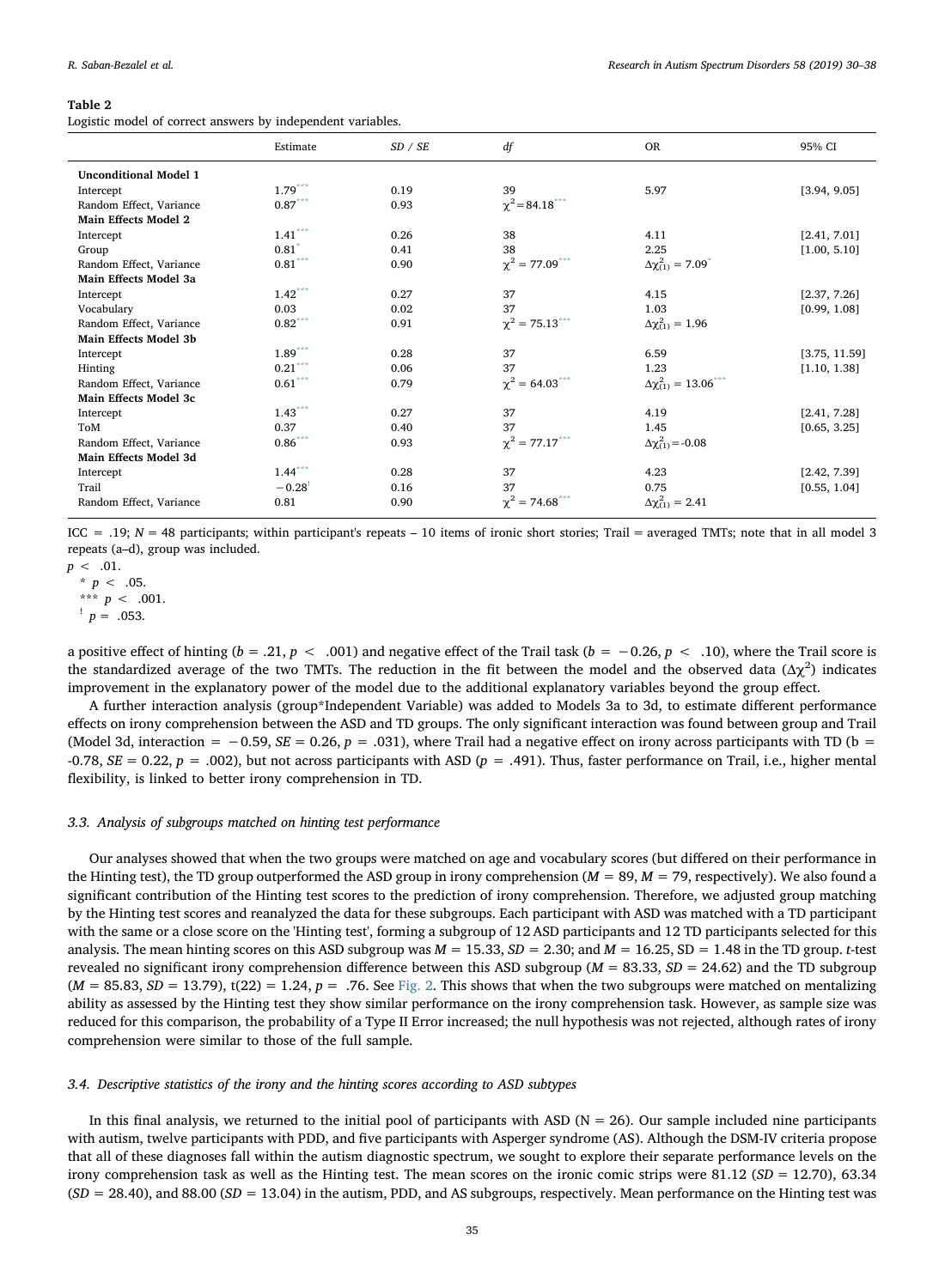**Table 2**
Logistic model of correct answers by independent variables.

| | Estimate | SD / SE | df | OR | 95% CI |
|---|---|---|---|---|---|
| **Unconditional Model 1** | | | | | |
| Intercept | 1.79*** | 0.19 | 39 | 5.97 | [3.94, 9.05] |
| Random Effect, Variance | 0.87*** | 0.93 | $\chi^2 = 84.18$*** | | |
| **Main Effects Model 2** | | | | | |
| Intercept | 1.41*** | 0.26 | 38 | 4.11 | [2.41, 7.01] |
| Group | 0.81* | 0.41 | 38 | 2.25 | [1.00, 5.10] |
| Random Effect, Variance | 0.81*** | 0.90 | $\chi^2 = 77.09$*** | $\Delta\chi^2_{(1)} = 7.09$* | |
| **Main Effects Model 3a** | | | | | |
| Intercept | 1.42*** | 0.27 | 37 | 4.15 | [2.37, 7.26] |
| Vocabulary | 0.03 | 0.02 | 37 | 1.03 | [0.99, 1.08] |
| Random Effect, Variance | 0.82*** | 0.91 | $\chi^2 = 75.13$*** | $\Delta\chi^2_{(1)} = 1.96$ | |
| **Main Effects Model 3b** | | | | | |
| Intercept | 1.89*** | 0.28 | 37 | 6.59 | [3.75, 11.59] |
| Hinting | 0.21*** | 0.06 | 37 | 1.23 | [1.10, 1.38] |
| Random Effect, Variance | 0.61*** | 0.79 | $\chi^2 = 64.03$*** | $\Delta\chi^2_{(1)} = 13.06$*** | |
| **Main Effects Model 3c** | | | | | |
| Intercept | 1.43*** | 0.27 | 37 | 4.19 | [2.41, 7.28] |
| ToM | 0.37 | 0.40 | 37 | 1.45 | [0.65, 3.25] |
| Random Effect, Variance | 0.86*** | 0.93 | $\chi^2 = 77.17$*** | $\Delta\chi^2_{(1)} = -0.08$ | |
| **Main Effects Model 3d** | | | | | |
| Intercept | 1.44*** | 0.28 | 37 | 4.23 | [2.42, 7.39] |
| Trail | −0.28! | 0.16 | 37 | 0.75 | [0.55, 1.04] |
| Random Effect, Variance | 0.81 | 0.90 | $\chi^2 = 74.68$*** | $\Delta\chi^2_{(1)} = 2.41$ | |

ICC = .19; N = 48 participants; within participant's repeats – 10 items of ironic short stories; Trail = averaged TMTs; note that in all model 3 repeats (a–d), group was included.

$p < .01$.

\* $p < .05$.

\*\*\* $p < .001$.

! $p = .053$.

a positive effect of hinting ($b = .21$, $p < .001$) and negative effect of the Trail task ($b = -0.26$, $p < .10$), where the Trail score is the standardized average of the two TMTs. The reduction in the fit between the model and the observed data ($\Delta\chi^2$) indicates improvement in the explanatory power of the model due to the additional explanatory variables beyond the group effect.

A further interaction analysis (group*Independent Variable) was added to Models 3a to 3d, to estimate different performance effects on irony comprehension between the ASD and TD groups. The only significant interaction was found between group and Trail (Model 3d, interaction = −0.59, *SE* = 0.26, *p* = .031), where Trail had a negative effect on irony across participants with TD (b = -0.78, *SE* = 0.22, *p* = .002), but not across participants with ASD (*p* = .491). Thus, faster performance on Trail, i.e., higher mental flexibility, is linked to better irony comprehension in TD.

### 3.3. Analysis of subgroups matched on hinting test performance

Our analyses showed that when the two groups were matched on age and vocabulary scores (but differed on their performance in the Hinting test), the TD group outperformed the ASD group in irony comprehension (*M* = 89, *M* = 79, respectively). We also found a significant contribution of the Hinting test scores to the prediction of irony comprehension. Therefore, we adjusted group matching by the Hinting test scores and reanalyzed the data for these subgroups. Each participant with ASD was matched with a TD participant with the same or a close score on the 'Hinting test', forming a subgroup of 12 ASD participants and 12 TD participants selected for this analysis. The mean hinting scores on this ASD subgroup was *M* = 15.33, *SD* = 2.30; and *M* = 16.25, SD = 1.48 in the TD group. *t*-test revealed no significant irony comprehension difference between this ASD subgroup (*M* = 83.33, *SD* = 24.62) and the TD subgroup (*M* = 85.83, *SD* = 13.79), t(22) = 1.24, *p* = .76. See Fig. 2. This shows that when the two subgroups were matched on mentalizing ability as assessed by the Hinting test they show similar performance on the irony comprehension task. However, as sample size was reduced for this comparison, the probability of a Type II Error increased; the null hypothesis was not rejected, although rates of irony comprehension were similar to those of the full sample.

### 3.4. Descriptive statistics of the irony and the hinting scores according to ASD subtypes

In this final analysis, we returned to the initial pool of participants with ASD (N = 26). Our sample included nine participants with autism, twelve participants with PDD, and five participants with Asperger syndrome (AS). Although the DSM-IV criteria propose that all of these diagnoses fall within the autism diagnostic spectrum, we sought to explore their separate performance levels on the irony comprehension task as well as the Hinting test. The mean scores on the ironic comic strips were 81.12 (*SD* = 12.70), 63.34 (*SD* = 28.40), and 88.00 (*SD* = 13.04) in the autism, PDD, and AS subgroups, respectively. Mean performance on the Hinting test was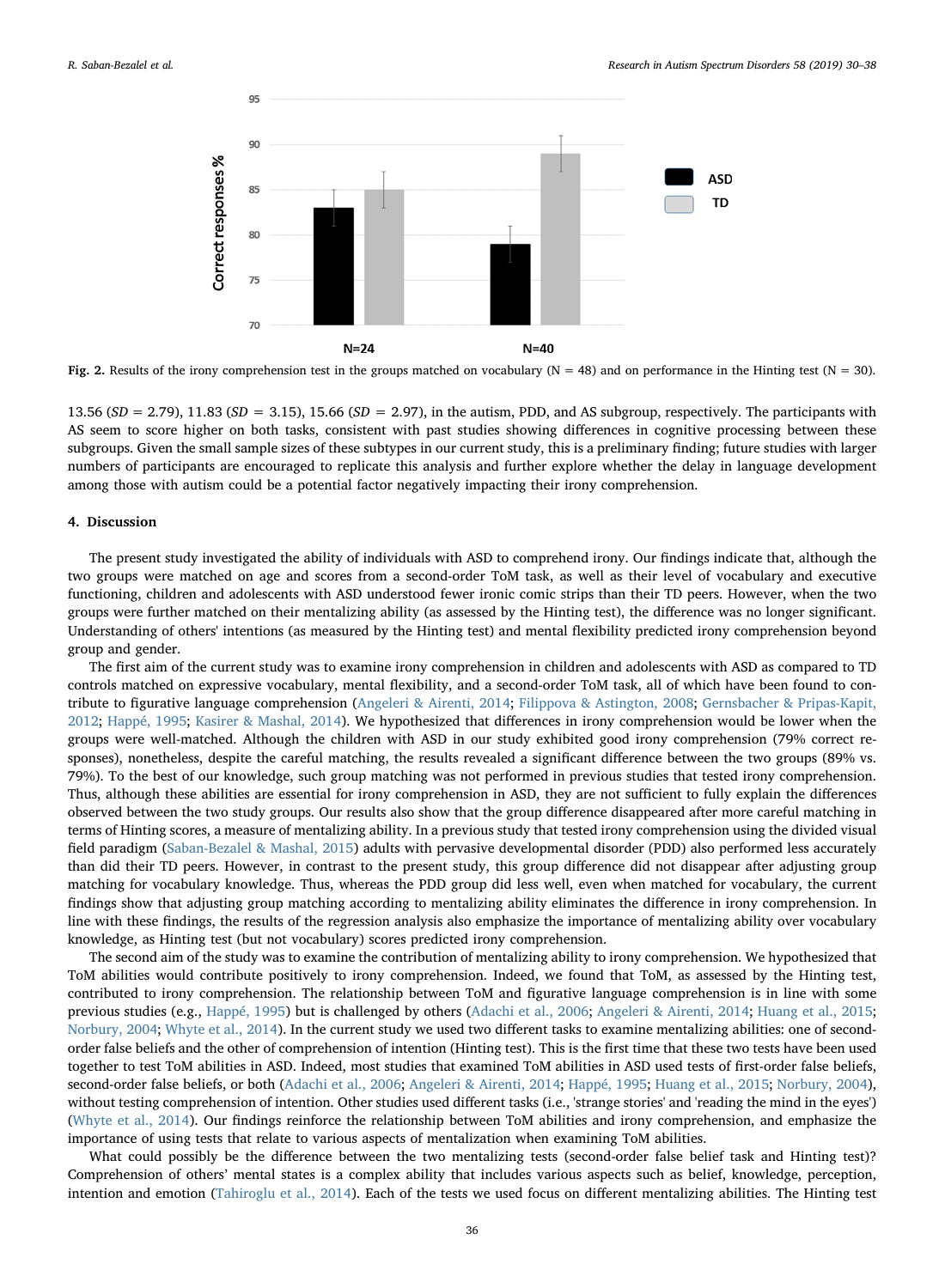95
90
85
80
75
70

Correct responses %

N=24
N=40

ASD
TD

Fig. 2. Results of the irony comprehension test in the groups matched on vocabulary (N = 48) and on performance in the Hinting test (N = 30).

13.56 (*SD* = 2.79), 11.83 (*SD* = 3.15), 15.66 (*SD* = 2.97), in the autism, PDD, and AS subgroup, respectively. The participants with AS seem to score higher on both tasks, consistent with past studies showing differences in cognitive processing between these subgroups. Given the small sample sizes of these subtypes in our current study, this is a preliminary finding; future studies with larger numbers of participants are encouraged to replicate this analysis and further explore whether the delay in language development among those with autism could be a potential factor negatively impacting their irony comprehension.

## 4. Discussion

The present study investigated the ability of individuals with ASD to comprehend irony. Our findings indicate that, although the two groups were matched on age and scores from a second-order ToM task, as well as their level of vocabulary and executive functioning, children and adolescents with ASD understood fewer ironic comic strips than their TD peers. However, when the two groups were further matched on their mentalizing ability (as assessed by the Hinting test), the difference was no longer significant. Understanding of others' intentions (as measured by the Hinting test) and mental flexibility predicted irony comprehension beyond group and gender.

The first aim of the current study was to examine irony comprehension in children and adolescents with ASD as compared to TD controls matched on expressive vocabulary, mental flexibility, and a second-order ToM task, all of which have been found to contribute to figurative language comprehension (Angeleri & Airenti, 2014; Filippova & Astington, 2008; Gernsbacher & Pripas-Kapit, 2012; Happé, 1995; Kasirer & Mashal, 2014). We hypothesized that differences in irony comprehension would be lower when the groups were well-matched. Although the children with ASD in our study exhibited good irony comprehension (79% correct responses), nonetheless, despite the careful matching, the results revealed a significant difference between the two groups (89% vs. 79%). To the best of our knowledge, such group matching was not performed in previous studies that tested irony comprehension. Thus, although these abilities are essential for irony comprehension in ASD, they are not sufficient to fully explain the differences observed between the two study groups. Our results also show that the group difference disappeared after more careful matching in terms of Hinting scores, a measure of mentalizing ability. In a previous study that tested irony comprehension using the divided visual field paradigm (Saban-Bezalel & Mashal, 2015) adults with pervasive developmental disorder (PDD) also performed less accurately than did their TD peers. However, in contrast to the present study, this group difference did not disappear after adjusting group matching for vocabulary knowledge. Thus, whereas the PDD group did less well, even when matched for vocabulary, the current findings show that adjusting group matching according to mentalizing ability eliminates the difference in irony comprehension. In line with these findings, the results of the regression analysis also emphasize the importance of mentalizing ability over vocabulary knowledge, as Hinting test (but not vocabulary) scores predicted irony comprehension.

The second aim of the study was to examine the contribution of mentalizing ability to irony comprehension. We hypothesized that ToM abilities would contribute positively to irony comprehension. Indeed, we found that ToM, as assessed by the Hinting test, contributed to irony comprehension. The relationship between ToM and figurative language comprehension is in line with some previous studies (e.g., Happé, 1995) but is challenged by others (Adachi et al., 2006; Angeleri & Airenti, 2014; Huang et al., 2015; Norbury, 2004; Whyte et al., 2014). In the current study we used two different tasks to examine mentalizing abilities: one of second-order false beliefs and the other of comprehension of intention (Hinting test). This is the first time that these two tests have been used together to test ToM abilities in ASD. Indeed, most studies that examined ToM abilities in ASD used tests of first-order false beliefs, second-order false beliefs, or both (Adachi et al., 2006; Angeleri & Airenti, 2014; Happé, 1995; Huang et al., 2015; Norbury, 2004), without testing comprehension of intention. Other studies used different tasks (i.e., 'strange stories' and 'reading the mind in the eyes') (Whyte et al., 2014). Our findings reinforce the relationship between ToM abilities and irony comprehension, and emphasize the importance of using tests that relate to various aspects of mentalization when examining ToM abilities.

What could possibly be the difference between the two mentalizing tests (second-order false belief task and Hinting test)? Comprehension of others' mental states is a complex ability that includes various aspects such as belief, knowledge, perception, intention and emotion (Tahiroglu et al., 2014). Each of the tests we used focus on different mentalizing abilities. The Hinting test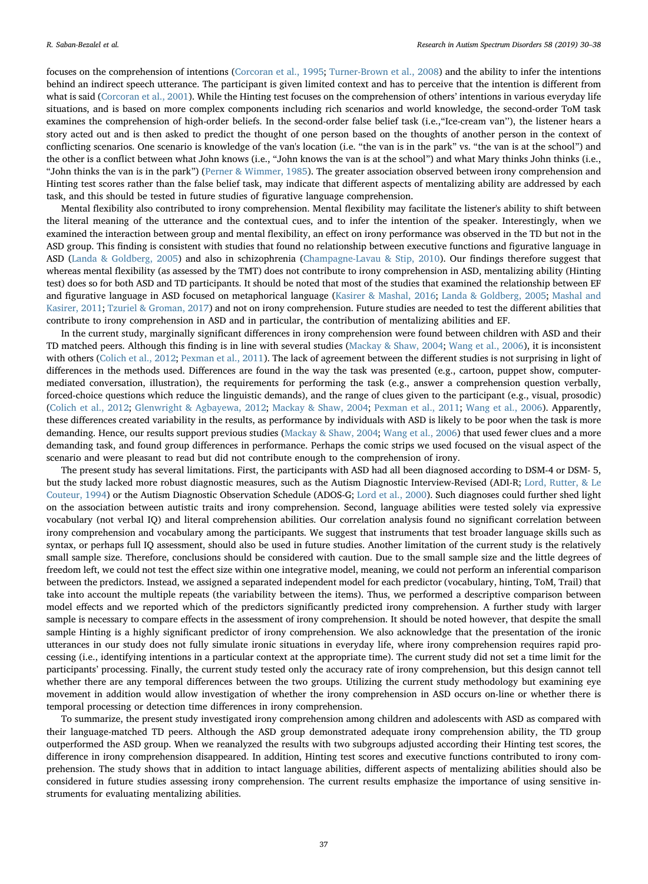focuses on the comprehension of intentions (Corcoran et al., 1995; Turner-Brown et al., 2008) and the ability to infer the intentions behind an indirect speech utterance. The participant is given limited context and has to perceive that the intention is different from what is said (Corcoran et al., 2001). While the Hinting test focuses on the comprehension of others' intentions in various everyday life situations, and is based on more complex components including rich scenarios and world knowledge, the second-order ToM task examines the comprehension of high-order beliefs. In the second-order false belief task (i.e.,"Ice-cream van''), the listener hears a story acted out and is then asked to predict the thought of one person based on the thoughts of another person in the context of conflicting scenarios. One scenario is knowledge of the van's location (i.e. "the van is in the park" vs. "the van is at the school") and the other is a conflict between what John knows (i.e., "John knows the van is at the school") and what Mary thinks John thinks (i.e., "John thinks the van is in the park") (Perner & Wimmer, 1985). The greater association observed between irony comprehension and Hinting test scores rather than the false belief task, may indicate that different aspects of mentalizing ability are addressed by each task, and this should be tested in future studies of figurative language comprehension.

Mental flexibility also contributed to irony comprehension. Mental flexibility may facilitate the listener's ability to shift between the literal meaning of the utterance and the contextual cues, and to infer the intention of the speaker. Interestingly, when we examined the interaction between group and mental flexibility, an effect on irony performance was observed in the TD but not in the ASD group. This finding is consistent with studies that found no relationship between executive functions and figurative language in ASD (Landa & Goldberg, 2005) and also in schizophrenia (Champagne-Lavau & Stip, 2010). Our findings therefore suggest that whereas mental flexibility (as assessed by the TMT) does not contribute to irony comprehension in ASD, mentalizing ability (Hinting test) does so for both ASD and TD participants. It should be noted that most of the studies that examined the relationship between EF and figurative language in ASD focused on metaphorical language (Kasirer & Mashal, 2016; Landa & Goldberg, 2005; Mashal and Kasirer, 2011; Tzuriel & Groman, 2017) and not on irony comprehension. Future studies are needed to test the different abilities that contribute to irony comprehension in ASD and in particular, the contribution of mentalizing abilities and EF.

In the current study, marginally significant differences in irony comprehension were found between children with ASD and their TD matched peers. Although this finding is in line with several studies (Mackay & Shaw, 2004; Wang et al., 2006), it is inconsistent with others (Colich et al., 2012; Pexman et al., 2011). The lack of agreement between the different studies is not surprising in light of differences in the methods used. Differences are found in the way the task was presented (e.g., cartoon, puppet show, computer-mediated conversation, illustration), the requirements for performing the task (e.g., answer a comprehension question verbally, forced-choice questions which reduce the linguistic demands), and the range of clues given to the participant (e.g., visual, prosodic) (Colich et al., 2012; Glenwright & Agbayewa, 2012; Mackay & Shaw, 2004; Pexman et al., 2011; Wang et al., 2006). Apparently, these differences created variability in the results, as performance by individuals with ASD is likely to be poor when the task is more demanding. Hence, our results support previous studies (Mackay & Shaw, 2004; Wang et al., 2006) that used fewer clues and a more demanding task, and found group differences in performance. Perhaps the comic strips we used focused on the visual aspect of the scenario and were pleasant to read but did not contribute enough to the comprehension of irony.

The present study has several limitations. First, the participants with ASD had all been diagnosed according to DSM-4 or DSM- 5, but the study lacked more robust diagnostic measures, such as the Autism Diagnostic Interview-Revised (ADI-R; Lord, Rutter, & Le Couteur, 1994) or the Autism Diagnostic Observation Schedule (ADOS-G; Lord et al., 2000). Such diagnoses could further shed light on the association between autistic traits and irony comprehension. Second, language abilities were tested solely via expressive vocabulary (not verbal IQ) and literal comprehension abilities. Our correlation analysis found no significant correlation between irony comprehension and vocabulary among the participants. We suggest that instruments that test broader language skills such as syntax, or perhaps full IQ assessment, should also be used in future studies. Another limitation of the current study is the relatively small sample size. Therefore, conclusions should be considered with caution. Due to the small sample size and the little degrees of freedom left, we could not test the effect size within one integrative model, meaning, we could not perform an inferential comparison between the predictors. Instead, we assigned a separated independent model for each predictor (vocabulary, hinting, ToM, Trail) that take into account the multiple repeats (the variability between the items). Thus, we performed a descriptive comparison between model effects and we reported which of the predictors significantly predicted irony comprehension. A further study with larger sample is necessary to compare effects in the assessment of irony comprehension. It should be noted however, that despite the small sample Hinting is a highly significant predictor of irony comprehension. We also acknowledge that the presentation of the ironic utterances in our study does not fully simulate ironic situations in everyday life, where irony comprehension requires rapid processing (i.e., identifying intentions in a particular context at the appropriate time). The current study did not set a time limit for the participants' processing. Finally, the current study tested only the accuracy rate of irony comprehension, but this design cannot tell whether there are any temporal differences between the two groups. Utilizing the current study methodology but examining eye movement in addition would allow investigation of whether the irony comprehension in ASD occurs on-line or whether there is temporal processing or detection time differences in irony comprehension.

To summarize, the present study investigated irony comprehension among children and adolescents with ASD as compared with their language-matched TD peers. Although the ASD group demonstrated adequate irony comprehension ability, the TD group outperformed the ASD group. When we reanalyzed the results with two subgroups adjusted according their Hinting test scores, the difference in irony comprehension disappeared. In addition, Hinting test scores and executive functions contributed to irony comprehension. The study shows that in addition to intact language abilities, different aspects of mentalizing abilities should also be considered in future studies assessing irony comprehension. The current results emphasize the importance of using sensitive instruments for evaluating mentalizing abilities.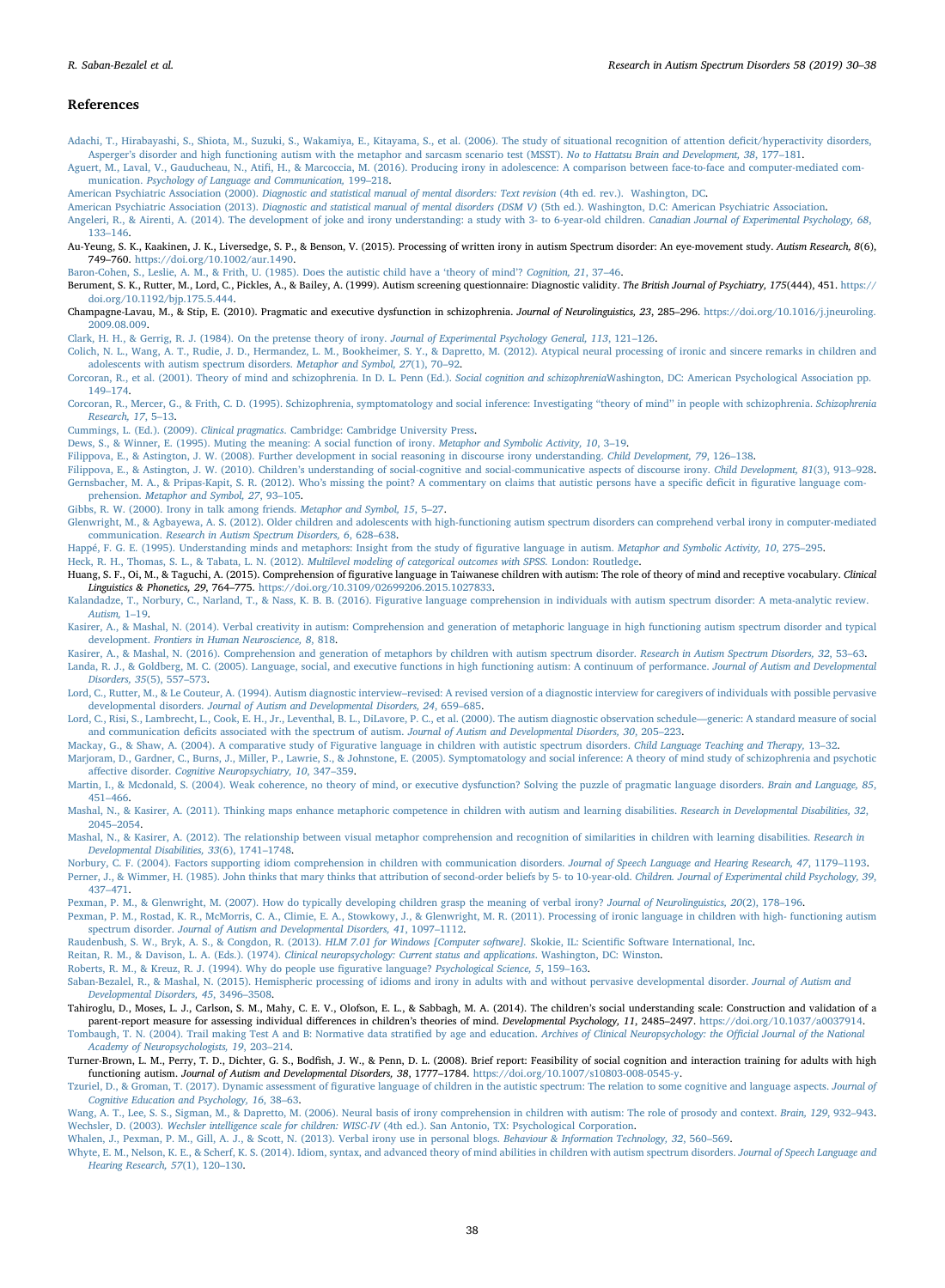## References

Adachi, T., Hirabayashi, S., Shiota, M., Suzuki, S., Wakamiya, E., Kitayama, S., et al. (2006). The study of situational recognition of attention deficit/hyperactivity disorders, Asperger's disorder and high functioning autism with the metaphor and sarcasm scenario test (MSST). *No to Hattatsu Brain and Development, 38*, 177–181.

Aguert, M., Laval, V., Gauducheau, N., Atifi, H., & Marcoccia, M. (2016). Producing irony in adolescence: A comparison between face-to-face and computer-mediated communication. *Psychology of Language and Communication,* 199–218.

American Psychiatric Association (2000). *Diagnostic and statistical manual of mental disorders: Text revision* (4th ed. rev.). Washington, DC.

American Psychiatric Association (2013). *Diagnostic and statistical manual of mental disorders (DSM V)* (5th ed.). Washington, D.C: American Psychiatric Association.

Angeleri, R., & Airenti, A. (2014). The development of joke and irony understanding: a study with 3- to 6-year-old children. *Canadian Journal of Experimental Psychology, 68*, 133–146.

Au-Yeung, S. K., Kaakinen, J. K., Liversedge, S. P., & Benson, V. (2015). Processing of written irony in autism Spectrum disorder: An eye-movement study. *Autism Research, 8*(6), 749–760. https://doi.org/10.1002/aur.1490.

Baron-Cohen, S., Leslie, A. M., & Frith, U. (1985). Does the autistic child have a 'theory of mind'? *Cognition, 21*, 37–46.

Berument, S. K., Rutter, M., Lord, C., Pickles, A., & Bailey, A. (1999). Autism screening questionnaire: Diagnostic validity. *The British Journal of Psychiatry, 175*(444), 451. https://doi.org/10.1192/bjp.175.5.444.

Champagne-Lavau, M., & Stip, E. (2010). Pragmatic and executive dysfunction in schizophrenia. *Journal of Neurolinguistics, 23*, 285–296. https://doi.org/10.1016/j.jneuroling.2009.08.009.

Clark, H. H., & Gerrig, R. J. (1984). On the pretense theory of irony. *Journal of Experimental Psychology General, 113*, 121–126.

Colich, N. L., Wang, A. T., Rudie, J. D., Hernandez, L. M., Bookheimer, S. Y., & Dapretto, M. (2012). Atypical neural processing of ironic and sincere remarks in children and adolescents with autism spectrum disorders. *Metaphor and Symbol, 27*(1), 70–92.

Corcoran, R., et al. (2001). Theory of mind and schizophrenia. In D. L. Penn (Ed.). *Social cognition and schizophrenia*Washington, DC: American Psychological Association pp. 149–174.

Corcoran, R., Mercer, G., & Frith, C. D. (1995). Schizophrenia, symptomatology and social inference: Investigating "theory of mind" in people with schizophrenia. *Schizophrenia Research, 17*, 5–13.

Cummings, L. (Ed.). (2009). *Clinical pragmatics*. Cambridge: Cambridge University Press.

Dews, S., & Winner, E. (1995). Muting the meaning: A social function of irony. *Metaphor and Symbolic Activity, 10*, 3–19.

Filippova, E., & Astington, J. W. (2008). Further development in social reasoning in discourse irony understanding. *Child Development, 79*, 126–138.

Filippova, E., & Astington, J. W. (2010). Children's understanding of social-cognitive and social-communicative aspects of discourse irony. *Child Development, 81*(3), 913–928.

Gernsbacher, M. A., & Pripas-Kapit, S. R. (2012). Who's missing the point? A commentary on claims that autistic persons have a specific deficit in figurative language comprehension. *Metaphor and Symbol, 27*, 93–105.

Gibbs, R. W. (2000). Irony in talk among friends. *Metaphor and Symbol, 15*, 5–27.

Glenwright, M., & Agbayewa, A. S. (2012). Older children and adolescents with high-functioning autism spectrum disorders can comprehend verbal irony in computer-mediated communication. *Research in Autism Spectrum Disorders, 6*, 628–638.

Happé, F. G. E. (1995). Understanding minds and metaphors: Insight from the study of figurative language in autism. *Metaphor and Symbolic Activity, 10*, 275–295.

Heck, R. H., Thomas, S. L., & Tabata, L. N. (2012). *Multilevel modeling of categorical outcomes with SPSS*. London: Routledge.

Huang, S. F., Oi, M., & Taguchi, A. (2015). Comprehension of figurative language in Taiwanese children with autism: The role of theory of mind and receptive vocabulary. *Clinical Linguistics & Phonetics, 29*, 764–775. https://doi.org/10.3109/02699206.2015.1027833.

Kalandadze, T., Norbury, C., Narland, T., & Nass, K. B. B. (2016). Figurative language comprehension in individuals with autism spectrum disorder: A meta-analytic review. *Autism,* 1–19.

Kasirer, A., & Mashal, N. (2014). Verbal creativity in autism: Comprehension and generation of metaphoric language in high functioning autism spectrum disorder and typical development. *Frontiers in Human Neuroscience, 8*, 818.

Kasirer, A., & Mashal, N. (2016). Comprehension and generation of metaphors by children with autism spectrum disorder. *Research in Autism Spectrum Disorders, 32*, 53–63.

Landa, R. J., & Goldberg, M. C. (2005). Language, social, and executive functions in high functioning autism: A continuum of performance. *Journal of Autism and Developmental Disorders, 35*(5), 557–573.

Lord, C., Rutter, M., & Le Couteur, A. (1994). Autism diagnostic interview–revised: A revised version of a diagnostic interview for caregivers of individuals with possible pervasive developmental disorders. *Journal of Autism and Developmental Disorders, 24*, 659–685.

Lord, C., Risi, S., Lambrecht, L., Cook, E. H., Jr., Leventhal, B. L., DiLavore, P. C., et al. (2000). The autism diagnostic observation schedule—generic: A standard measure of social and communication deficits associated with the spectrum of autism. *Journal of Autism and Developmental Disorders, 30*, 205–223.

Mackay, G., & Shaw, A. (2004). A comparative study of Figurative language in children with autistic spectrum disorders. *Child Language Teaching and Therapy,* 13–32.

Marjoram, D., Gardner, C., Burns, J., Miller, P., Lawrie, S., & Johnstone, E. (2005). Symptomatology and social inference: A theory of mind study of schizophrenia and psychotic affective disorder. *Cognitive Neuropsychiatry, 10*, 347–359.

Martin, I., & Mcdonald, S. (2004). Weak coherence, no theory of mind, or executive dysfunction? Solving the puzzle of pragmatic language disorders. *Brain and Language, 85*, 451–466.

Mashal, N., & Kasirer, A. (2011). Thinking maps enhance metaphoric competence in children with autism and learning disabilities. *Research in Developmental Disabilities, 32*, 2045–2054.

Mashal, N., & Kasirer, A. (2012). The relationship between visual metaphor comprehension and recognition of similarities in children with learning disabilities. *Research in Developmental Disabilities, 33*(6), 1741–1748.

Norbury, C. F. (2004). Factors supporting idiom comprehension in children with communication disorders. *Journal of Speech Language and Hearing Research, 47*, 1179–1193.

Perner, J., & Wimmer, H. (1985). John thinks that mary thinks that attribution of second-order beliefs by 5- to 10-year-old. *Children. Journal of Experimental child Psychology, 39*, 437–471.

Pexman, P. M., & Glenwright, M. (2007). How do typically developing children grasp the meaning of verbal irony? *Journal of Neurolinguistics, 20*(2), 178–196.

Pexman, P. M., Rostad, K. R., McMorris, C. A., Climie, E. A., Stowkowy, J., & Glenwright, M. R. (2011). Processing of ironic language in children with high- functioning autism spectrum disorder. *Journal of Autism and Developmental Disorders, 41*, 1097–1112.

Raudenbush, S. W., Bryk, A. S., & Congdon, R. (2013). *HLM 7.01 for Windows [Computer software]*. Skokie, IL: Scientific Software International, Inc.

Reitan, R. M., & Davison, L. A. (Eds.). (1974). *Clinical neuropsychology: Current status and applications*. Washington, DC: Winston.

Roberts, R. M., & Kreuz, R. J. (1994). Why do people use figurative language? *Psychological Science, 5*, 159–163.

Saban-Bezalel, R., & Mashal, N. (2015). Hemispheric processing of idioms and irony in adults with and without pervasive developmental disorder. *Journal of Autism and Developmental Disorders, 45*, 3496–3508.

Tahiroglu, D., Moses, L. J., Carlson, S. M., Mahy, C. E. V., Olofson, E. L., & Sabbagh, M. A. (2014). The children's social understanding scale: Construction and validation of a parent-report measure for assessing individual differences in children's theories of mind. *Developmental Psychology, 11*, 2485–2497. https://doi.org/10.1037/a0037914.

Tombaugh, T. N. (2004). Trail making Test A and B: Normative data stratified by age and education. *Archives of Clinical Neuropsychology: the Official Journal of the National Academy of Neuropsychologists, 19*, 203–214.

Turner-Brown, L. M., Perry, T. D., Dichter, G. S., Bodfish, J. W., & Penn, D. L. (2008). Brief report: Feasibility of social cognition and interaction training for adults with high functioning autism. *Journal of Autism and Developmental Disorders, 38*, 1777–1784. https://doi.org/10.1007/s10803-008-0545-y.

Tzuriel, D., & Groman, T. (2017). Dynamic assessment of figurative language of children in the autistic spectrum: The relation to some cognitive and language aspects. *Journal of Cognitive Education and Psychology, 16*, 38–63.

Wang, A. T., Lee, S. S., Sigman, M., & Dapretto, M. (2006). Neural basis of irony comprehension in children with autism: The role of prosody and context. *Brain, 129*, 932–943.

Wechsler, D. (2003). *Wechsler intelligence scale for children: WISC-IV* (4th ed.). San Antonio, TX: Psychological Corporation.

Whalen, J., Pexman, P. M., Gill, A. J., & Scott, N. (2013). Verbal irony use in personal blogs. *Behaviour & Information Technology, 32*, 560–569.

Whyte, E. M., Nelson, K. E., & Scherf, K. S. (2014). Idiom, syntax, and advanced theory of mind abilities in children with autism spectrum disorders. *Journal of Speech Language and Hearing Research, 57*(1), 120–130.